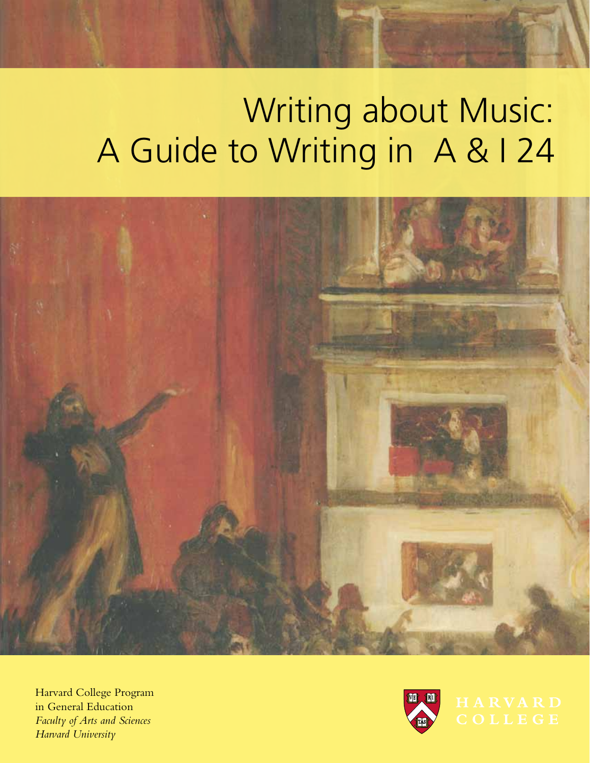# Writing about Music: A Guide to Writing in A & I 24

Harvard College Program in General Education
*Faculty of Arts and Sciences*
*Harvard University*

HARVARD COLLEGE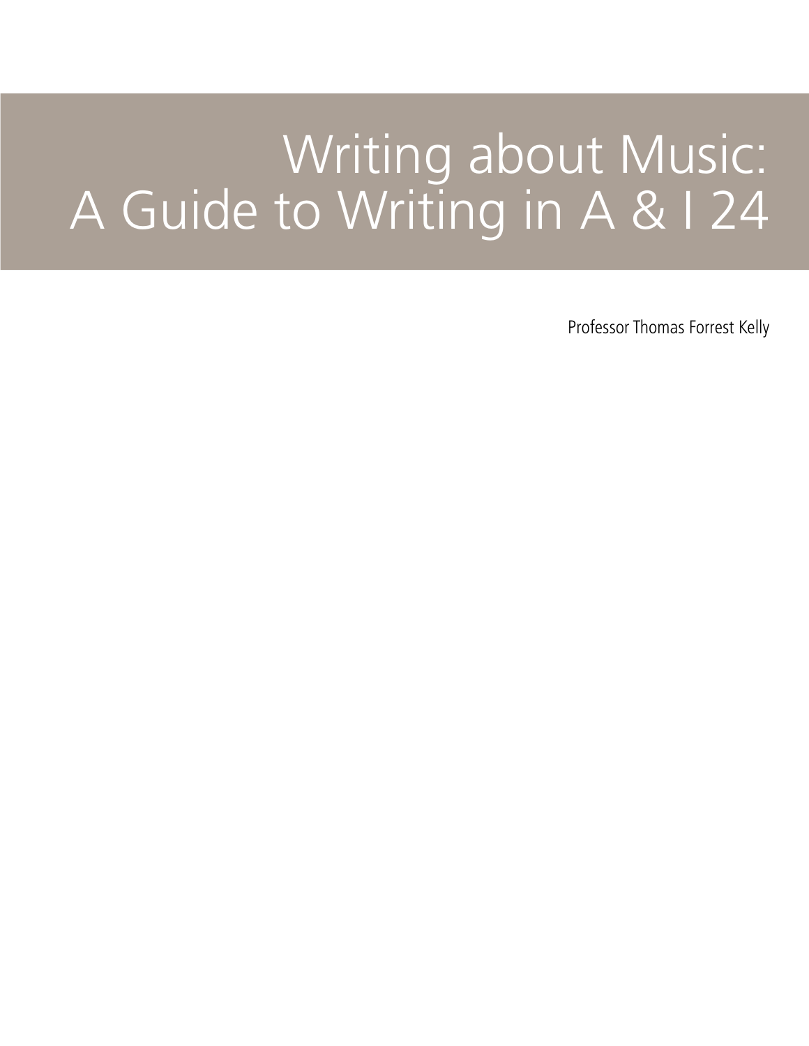# Writing about Music: A Guide to Writing in A & I 24

Professor Thomas Forrest Kelly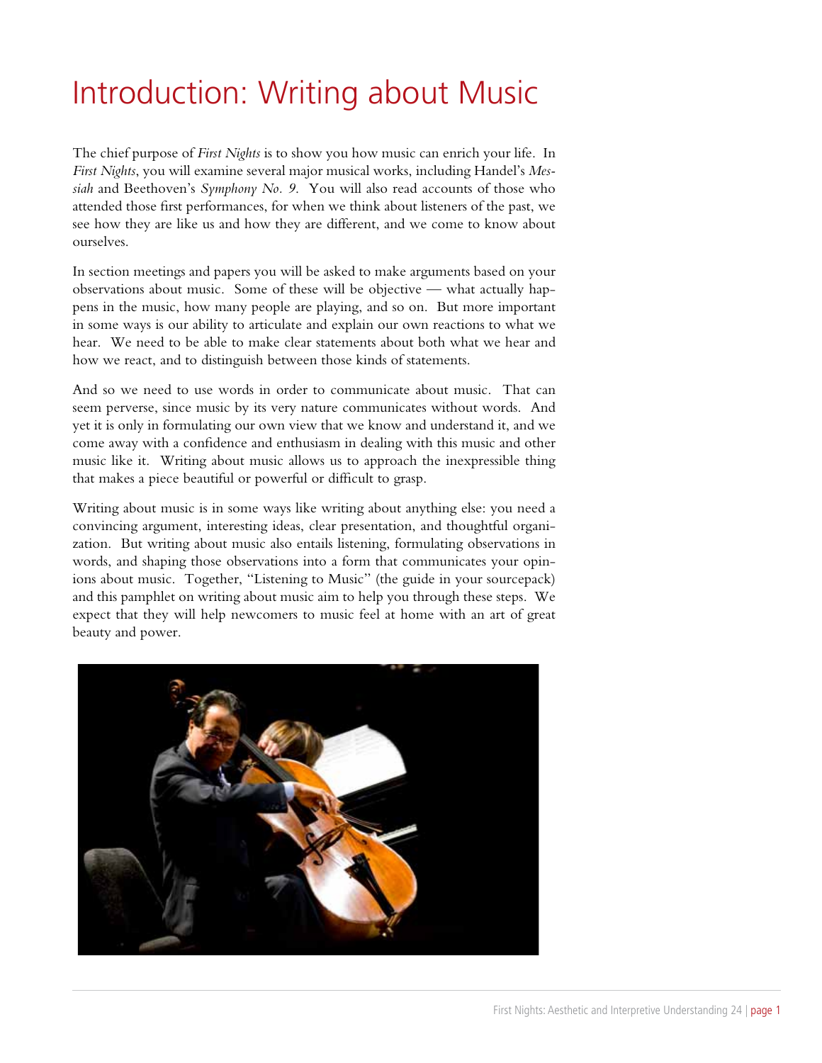# Introduction: Writing about Music

The chief purpose of *First Nights* is to show you how music can enrich your life. In *First Nights*, you will examine several major musical works, including Handel's *Messiah* and Beethoven's *Symphony No. 9*. You will also read accounts of those who attended those first performances, for when we think about listeners of the past, we see how they are like us and how they are different, and we come to know about ourselves.

In section meetings and papers you will be asked to make arguments based on your observations about music. Some of these will be objective — what actually happens in the music, how many people are playing, and so on. But more important in some ways is our ability to articulate and explain our own reactions to what we hear. We need to be able to make clear statements about both what we hear and how we react, and to distinguish between those kinds of statements.

And so we need to use words in order to communicate about music. That can seem perverse, since music by its very nature communicates without words. And yet it is only in formulating our own view that we know and understand it, and we come away with a confidence and enthusiasm in dealing with this music and other music like it. Writing about music allows us to approach the inexpressible thing that makes a piece beautiful or powerful or difficult to grasp.

Writing about music is in some ways like writing about anything else: you need a convincing argument, interesting ideas, clear presentation, and thoughtful organization. But writing about music also entails listening, formulating observations in words, and shaping those observations into a form that communicates your opinions about music. Together, "Listening to Music" (the guide in your sourcepack) and this pamphlet on writing about music aim to help you through these steps. We expect that they will help newcomers to music feel at home with an art of great beauty and power.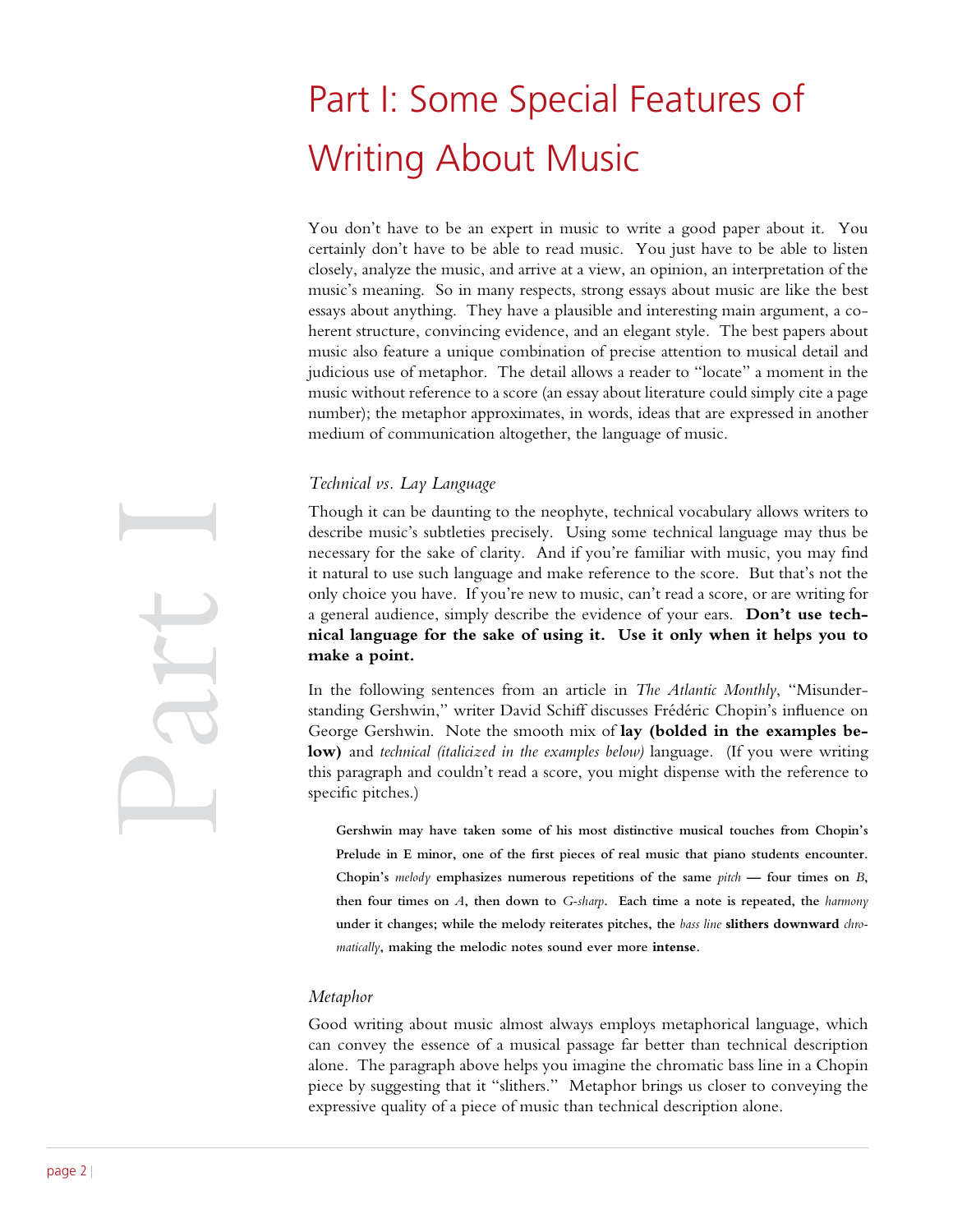# Part I: Some Special Features of Writing About Music

You don't have to be an expert in music to write a good paper about it. You certainly don't have to be able to read music. You just have to be able to listen closely, analyze the music, and arrive at a view, an opinion, an interpretation of the music's meaning. So in many respects, strong essays about music are like the best essays about anything. They have a plausible and interesting main argument, a coherent structure, convincing evidence, and an elegant style. The best papers about music also feature a unique combination of precise attention to musical detail and judicious use of metaphor. The detail allows a reader to "locate" a moment in the music without reference to a score (an essay about literature could simply cite a page number); the metaphor approximates, in words, ideas that are expressed in another medium of communication altogether, the language of music.

### *Technical vs. Lay Language*

Though it can be daunting to the neophyte, technical vocabulary allows writers to describe music's subtleties precisely. Using some technical language may thus be necessary for the sake of clarity. And if you're familiar with music, you may find it natural to use such language and make reference to the score. But that's not the only choice you have. If you're new to music, can't read a score, or are writing for a general audience, simply describe the evidence of your ears. **Don't use technical language for the sake of using it. Use it only when it helps you to make a point.**

In the following sentences from an article in *The Atlantic Monthly*, "Misunderstanding Gershwin," writer David Schiff discusses Frédéric Chopin's influence on George Gershwin. Note the smooth mix of **lay (bolded in the examples below)** and *technical (italicized in the examples below)* language. (If you were writing this paragraph and couldn't read a score, you might dispense with the reference to specific pitches.)

> **Gershwin may have taken some of his most distinctive musical touches from Chopin's Prelude in E minor, one of the first pieces of real music that piano students encounter. Chopin's** *melody* **emphasizes numerous repetitions of the same** *pitch* **— four times on** *B***, then four times on** *A***, then down to** *G-sharp***. Each time a note is repeated, the** *harmony* **under it changes; while the melody reiterates pitches, the** *bass line* **slithers downward** *chromatically***, making the melodic notes sound ever more intense.**

### *Metaphor*

Good writing about music almost always employs metaphorical language, which can convey the essence of a musical passage far better than technical description alone. The paragraph above helps you imagine the chromatic bass line in a Chopin piece by suggesting that it "slithers." Metaphor brings us closer to conveying the expressive quality of a piece of music than technical description alone.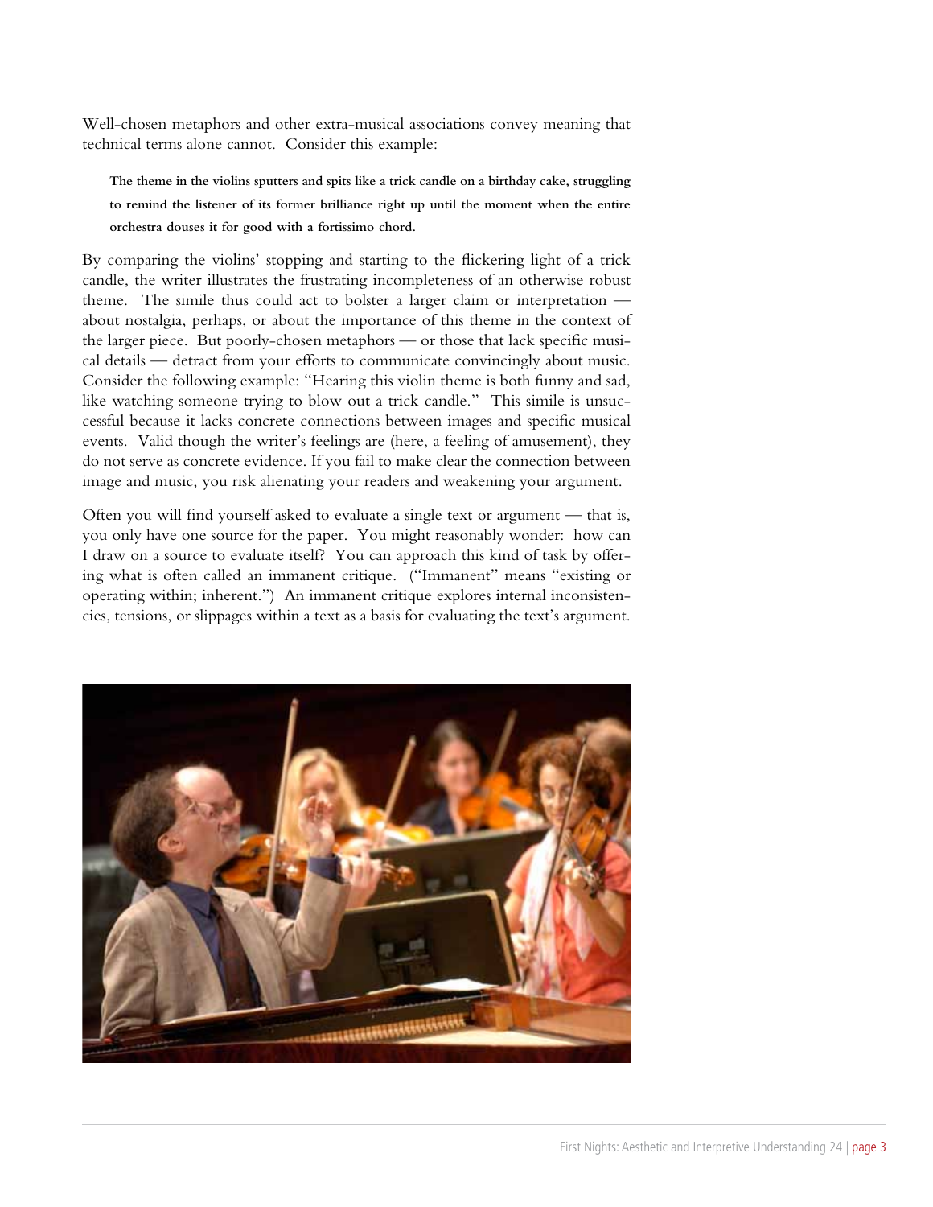Well-chosen metaphors and other extra-musical associations convey meaning that technical terms alone cannot. Consider this example:

> **The theme in the violins sputters and spits like a trick candle on a birthday cake, struggling to remind the listener of its former brilliance right up until the moment when the entire orchestra douses it for good with a fortissimo chord.**

By comparing the violins' stopping and starting to the flickering light of a trick candle, the writer illustrates the frustrating incompleteness of an otherwise robust theme. The simile thus could act to bolster a larger claim or interpretation — about nostalgia, perhaps, or about the importance of this theme in the context of the larger piece. But poorly-chosen metaphors — or those that lack specific musical details — detract from your efforts to communicate convincingly about music. Consider the following example: "Hearing this violin theme is both funny and sad, like watching someone trying to blow out a trick candle." This simile is unsuccessful because it lacks concrete connections between images and specific musical events. Valid though the writer's feelings are (here, a feeling of amusement), they do not serve as concrete evidence. If you fail to make clear the connection between image and music, you risk alienating your readers and weakening your argument.

Often you will find yourself asked to evaluate a single text or argument — that is, you only have one source for the paper. You might reasonably wonder: how can I draw on a source to evaluate itself? You can approach this kind of task by offering what is often called an immanent critique. ("Immanent" means "existing or operating within; inherent.") An immanent critique explores internal inconsistencies, tensions, or slippages within a text as a basis for evaluating the text's argument.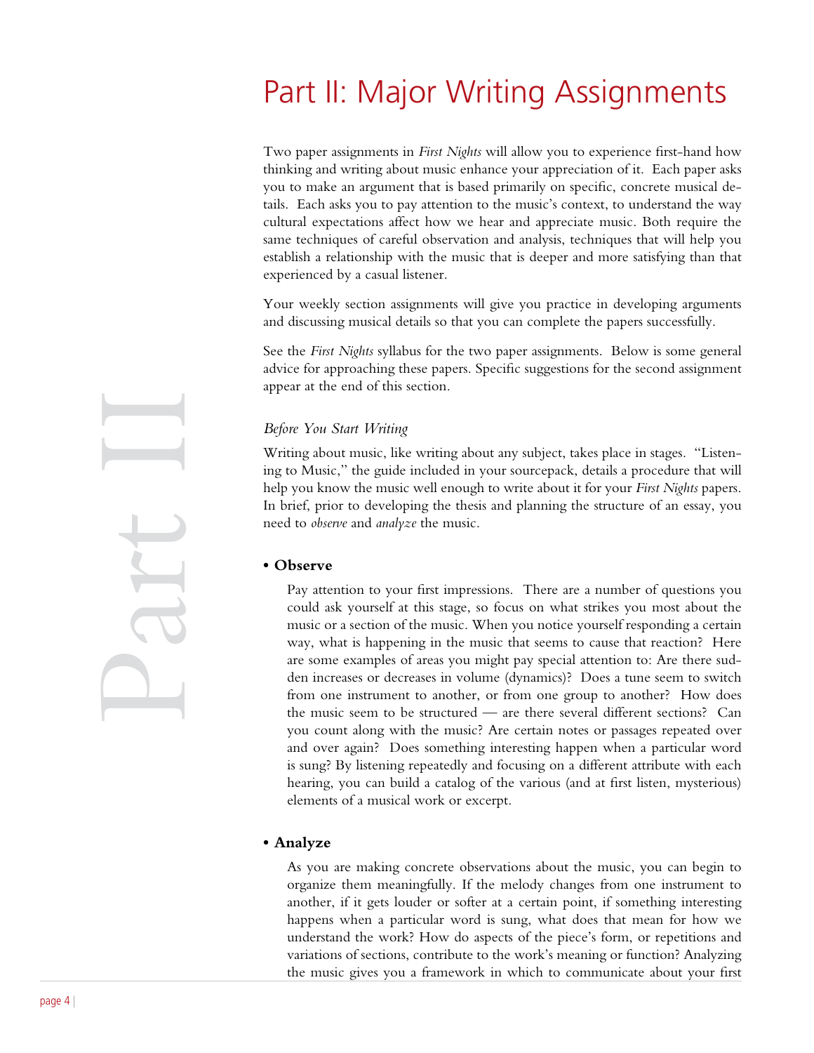# Part II: Major Writing Assignments

Two paper assignments in *First Nights* will allow you to experience first-hand how thinking and writing about music enhance your appreciation of it. Each paper asks you to make an argument that is based primarily on specific, concrete musical details. Each asks you to pay attention to the music's context, to understand the way cultural expectations affect how we hear and appreciate music. Both require the same techniques of careful observation and analysis, techniques that will help you establish a relationship with the music that is deeper and more satisfying than that experienced by a casual listener.

Your weekly section assignments will give you practice in developing arguments and discussing musical details so that you can complete the papers successfully.

See the *First Nights* syllabus for the two paper assignments. Below is some general advice for approaching these papers. Specific suggestions for the second assignment appear at the end of this section.

*Before You Start Writing*

Writing about music, like writing about any subject, takes place in stages. "Listening to Music," the guide included in your sourcepack, details a procedure that will help you know the music well enough to write about it for your *First Nights* papers. In brief, prior to developing the thesis and planning the structure of an essay, you need to *observe* and *analyze* the music.

- **Observe**

  Pay attention to your first impressions. There are a number of questions you could ask yourself at this stage, so focus on what strikes you most about the music or a section of the music. When you notice yourself responding a certain way, what is happening in the music that seems to cause that reaction? Here are some examples of areas you might pay special attention to: Are there sudden increases or decreases in volume (dynamics)? Does a tune seem to switch from one instrument to another, or from one group to another? How does the music seem to be structured — are there several different sections? Can you count along with the music? Are certain notes or passages repeated over and over again? Does something interesting happen when a particular word is sung? By listening repeatedly and focusing on a different attribute with each hearing, you can build a catalog of the various (and at first listen, mysterious) elements of a musical work or excerpt.

- **Analyze**

  As you are making concrete observations about the music, you can begin to organize them meaningfully. If the melody changes from one instrument to another, if it gets louder or softer at a certain point, if something interesting happens when a particular word is sung, what does that mean for how we understand the work? How do aspects of the piece's form, or repetitions and variations of sections, contribute to the work's meaning or function? Analyzing the music gives you a framework in which to communicate about your first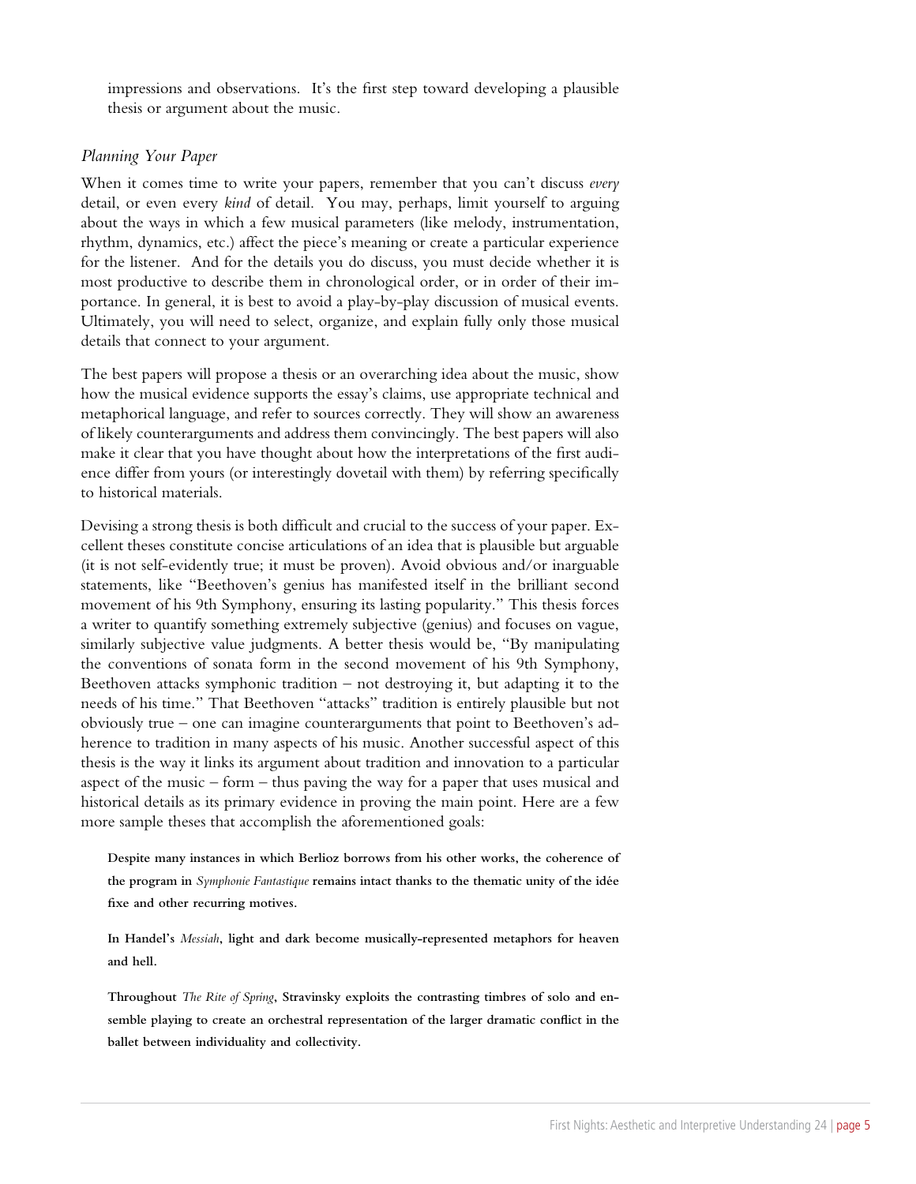impressions and observations. It's the first step toward developing a plausible thesis or argument about the music.

### *Planning Your Paper*

When it comes time to write your papers, remember that you can't discuss *every* detail, or even every *kind* of detail. You may, perhaps, limit yourself to arguing about the ways in which a few musical parameters (like melody, instrumentation, rhythm, dynamics, etc.) affect the piece's meaning or create a particular experience for the listener. And for the details you do discuss, you must decide whether it is most productive to describe them in chronological order, or in order of their importance. In general, it is best to avoid a play-by-play discussion of musical events. Ultimately, you will need to select, organize, and explain fully only those musical details that connect to your argument.

The best papers will propose a thesis or an overarching idea about the music, show how the musical evidence supports the essay's claims, use appropriate technical and metaphorical language, and refer to sources correctly. They will show an awareness of likely counterarguments and address them convincingly. The best papers will also make it clear that you have thought about how the interpretations of the first audience differ from yours (or interestingly dovetail with them) by referring specifically to historical materials.

Devising a strong thesis is both difficult and crucial to the success of your paper. Excellent theses constitute concise articulations of an idea that is plausible but arguable (it is not self-evidently true; it must be proven). Avoid obvious and/or inarguable statements, like "Beethoven's genius has manifested itself in the brilliant second movement of his 9th Symphony, ensuring its lasting popularity." This thesis forces a writer to quantify something extremely subjective (genius) and focuses on vague, similarly subjective value judgments. A better thesis would be, "By manipulating the conventions of sonata form in the second movement of his 9th Symphony, Beethoven attacks symphonic tradition – not destroying it, but adapting it to the needs of his time." That Beethoven "attacks" tradition is entirely plausible but not obviously true – one can imagine counterarguments that point to Beethoven's adherence to tradition in many aspects of his music. Another successful aspect of this thesis is the way it links its argument about tradition and innovation to a particular aspect of the music – form – thus paving the way for a paper that uses musical and historical details as its primary evidence in proving the main point. Here are a few more sample theses that accomplish the aforementioned goals:

**Despite many instances in which Berlioz borrows from his other works, the coherence of the program in *Symphonie Fantastique* remains intact thanks to the thematic unity of the idée fixe and other recurring motives.**

**In Handel's *Messiah*, light and dark become musically-represented metaphors for heaven and hell.**

**Throughout *The Rite of Spring*, Stravinsky exploits the contrasting timbres of solo and ensemble playing to create an orchestral representation of the larger dramatic conflict in the ballet between individuality and collectivity.**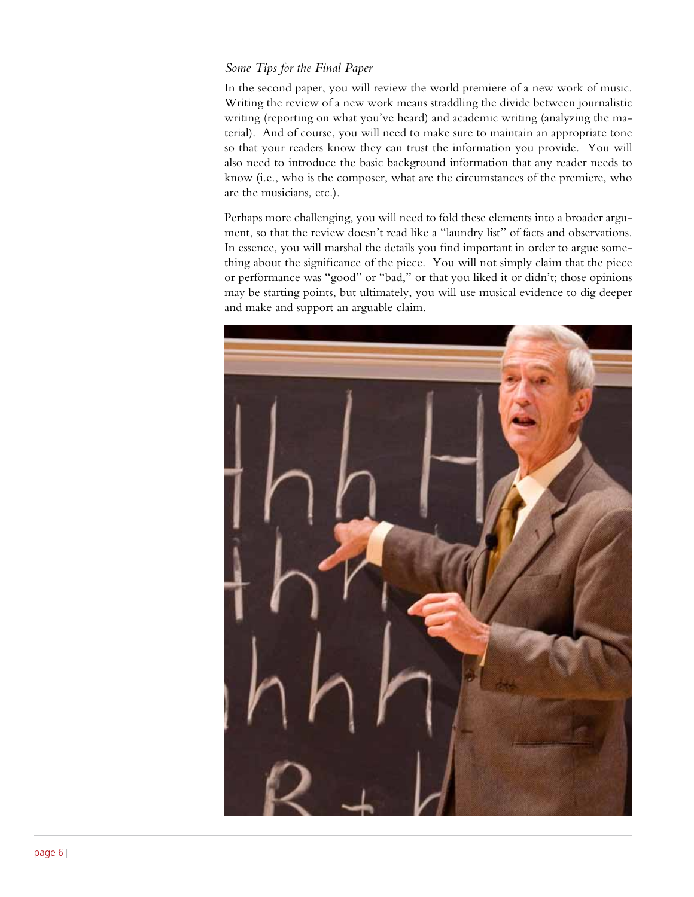### *Some Tips for the Final Paper*

In the second paper, you will review the world premiere of a new work of music. Writing the review of a new work means straddling the divide between journalistic writing (reporting on what you've heard) and academic writing (analyzing the material). And of course, you will need to make sure to maintain an appropriate tone so that your readers know they can trust the information you provide. You will also need to introduce the basic background information that any reader needs to know (i.e., who is the composer, what are the circumstances of the premiere, who are the musicians, etc.).

Perhaps more challenging, you will need to fold these elements into a broader argument, so that the review doesn't read like a "laundry list" of facts and observations. In essence, you will marshal the details you find important in order to argue something about the significance of the piece. You will not simply claim that the piece or performance was "good" or "bad," or that you liked it or didn't; those opinions may be starting points, but ultimately, you will use musical evidence to dig deeper and make and support an arguable claim.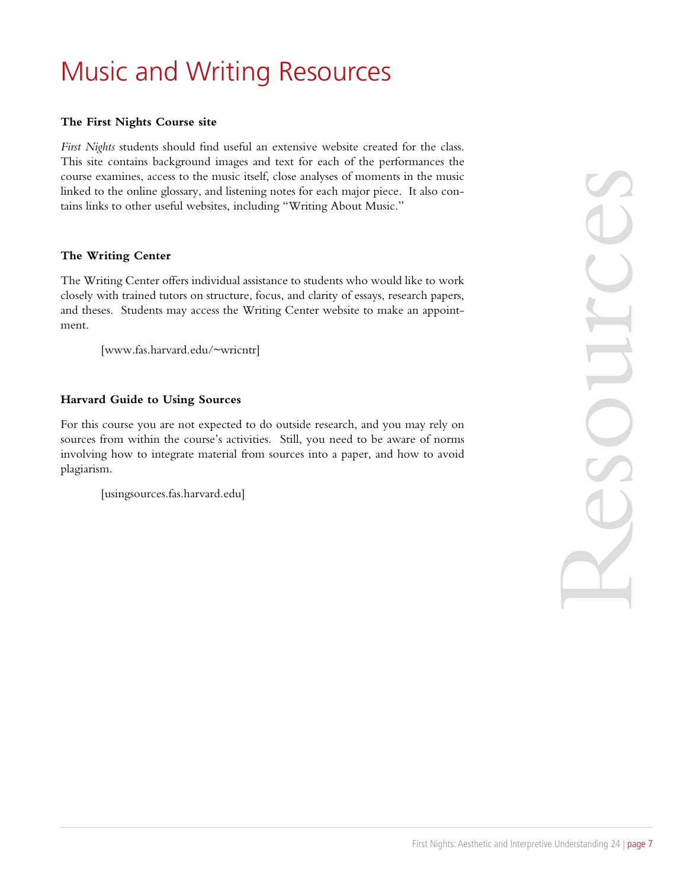# Music and Writing Resources

### The First Nights Course site

*First Nights* students should find useful an extensive website created for the class. This site contains background images and text for each of the performances the course examines, access to the music itself, close analyses of moments in the music linked to the online glossary, and listening notes for each major piece. It also contains links to other useful websites, including "Writing About Music."

### The Writing Center

The Writing Center offers individual assistance to students who would like to work closely with trained tutors on structure, focus, and clarity of essays, research papers, and theses. Students may access the Writing Center website to make an appointment.

> [www.fas.harvard.edu/~wricntr]

### Harvard Guide to Using Sources

For this course you are not expected to do outside research, and you may rely on sources from within the course's activities. Still, you need to be aware of norms involving how to integrate material from sources into a paper, and how to avoid plagiarism.

> [usingsources.fas.harvard.edu]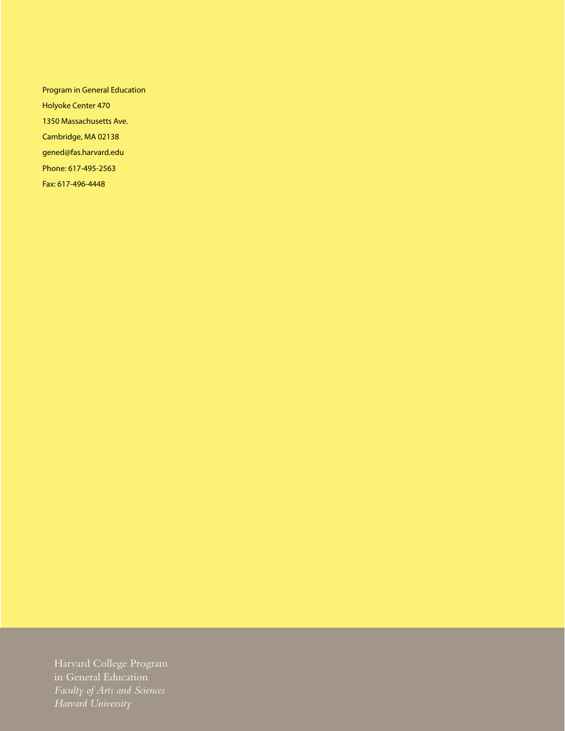Program in General Education

Holyoke Center 470

1350 Massachusetts Ave.

Cambridge, MA 02138

gened@fas.harvard.edu

Phone: 617-495-2563

Fax: 617-496-4448

Harvard College Program
in General Education
*Faculty of Arts and Sciences*
*Harvard University*